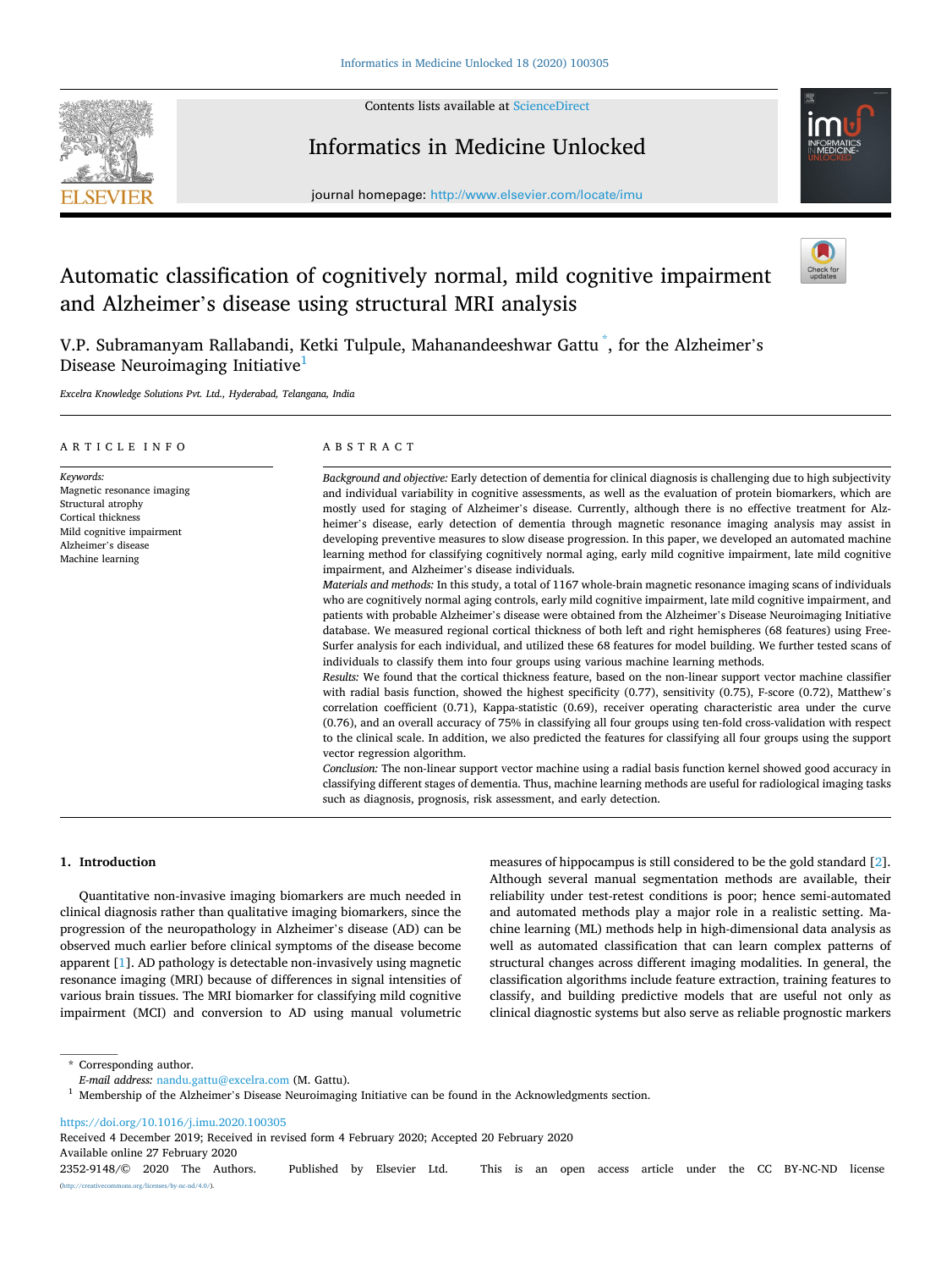# Automatic classification of cognitively normal, mild cognitive impairment and Alzheimer's disease using structural MRI analysis

V.P. Subramanyam Rallabandi, Ketki Tulpule, Mahanandeeshwar Gattu *, for the Alzheimer's Disease Neuroimaging Initiative[1]

*Excelra Knowledge Solutions Pvt. Ltd., Hyderabad, Telangana, India*

## ARTICLE INFO

*Keywords:*
Magnetic resonance imaging
Structural atrophy
Cortical thickness
Mild cognitive impairment
Alzheimer's disease
Machine learning

## ABSTRACT

*Background and objective:* Early detection of dementia for clinical diagnosis is challenging due to high subjectivity and individual variability in cognitive assessments, as well as the evaluation of protein biomarkers, which are mostly used for staging of Alzheimer's disease. Currently, although there is no effective treatment for Alzheimer's disease, early detection of dementia through magnetic resonance imaging analysis may assist in developing preventive measures to slow disease progression. In this paper, we developed an automated machine learning method for classifying cognitively normal aging, early mild cognitive impairment, late mild cognitive impairment, and Alzheimer's disease individuals.

*Materials and methods:* In this study, a total of 1167 whole-brain magnetic resonance imaging scans of individuals who are cognitively normal aging controls, early mild cognitive impairment, late mild cognitive impairment, and patients with probable Alzheimer's disease were obtained from the Alzheimer's Disease Neuroimaging Initiative database. We measured regional cortical thickness of both left and right hemispheres (68 features) using FreeSurfer analysis for each individual, and utilized these 68 features for model building. We further tested scans of individuals to classify them into four groups using various machine learning methods.

*Results:* We found that the cortical thickness feature, based on the non-linear support vector machine classifier with radial basis function, showed the highest specificity (0.77), sensitivity (0.75), F-score (0.72), Matthew's correlation coefficient (0.71), Kappa-statistic (0.69), receiver operating characteristic area under the curve (0.76), and an overall accuracy of 75% in classifying all four groups using ten-fold cross-validation with respect to the clinical scale. In addition, we also predicted the features for classifying all four groups using the support vector regression algorithm.

*Conclusion:* The non-linear support vector machine using a radial basis function kernel showed good accuracy in classifying different stages of dementia. Thus, machine learning methods are useful for radiological imaging tasks such as diagnosis, prognosis, risk assessment, and early detection.

## 1. Introduction

Quantitative non-invasive imaging biomarkers are much needed in clinical diagnosis rather than qualitative imaging biomarkers, since the progression of the neuropathology in Alzheimer's disease (AD) can be observed much earlier before clinical symptoms of the disease become apparent [1]. AD pathology is detectable non-invasively using magnetic resonance imaging (MRI) because of differences in signal intensities of various brain tissues. The MRI biomarker for classifying mild cognitive impairment (MCI) and conversion to AD using manual volumetric measures of hippocampus is still considered to be the gold standard [2]. Although several manual segmentation methods are available, their reliability under test-retest conditions is poor; hence semi-automated and automated methods play a major role in a realistic setting. Machine learning (ML) methods help in high-dimensional data analysis as well as automated classification that can learn complex patterns of structural changes across different imaging modalities. In general, the classification algorithms include feature extraction, training features to classify, and building predictive models that are useful not only as clinical diagnostic systems but also serve as reliable prognostic markers

\* Corresponding author.
*E-mail address:* nandu.gattu@excelra.com (M. Gattu).
[1] Membership of the Alzheimer's Disease Neuroimaging Initiative can be found in the Acknowledgments section.

https://doi.org/10.1016/j.imu.2020.100305
Received 4 December 2019; Received in revised form 4 February 2020; Accepted 20 February 2020
Available online 27 February 2020
2352-9148/© 2020 The Authors. Published by Elsevier Ltd. This is an open access article under the CC BY-NC-ND license (http://creativecommons.org/licenses/by-nc-nd/4.0/).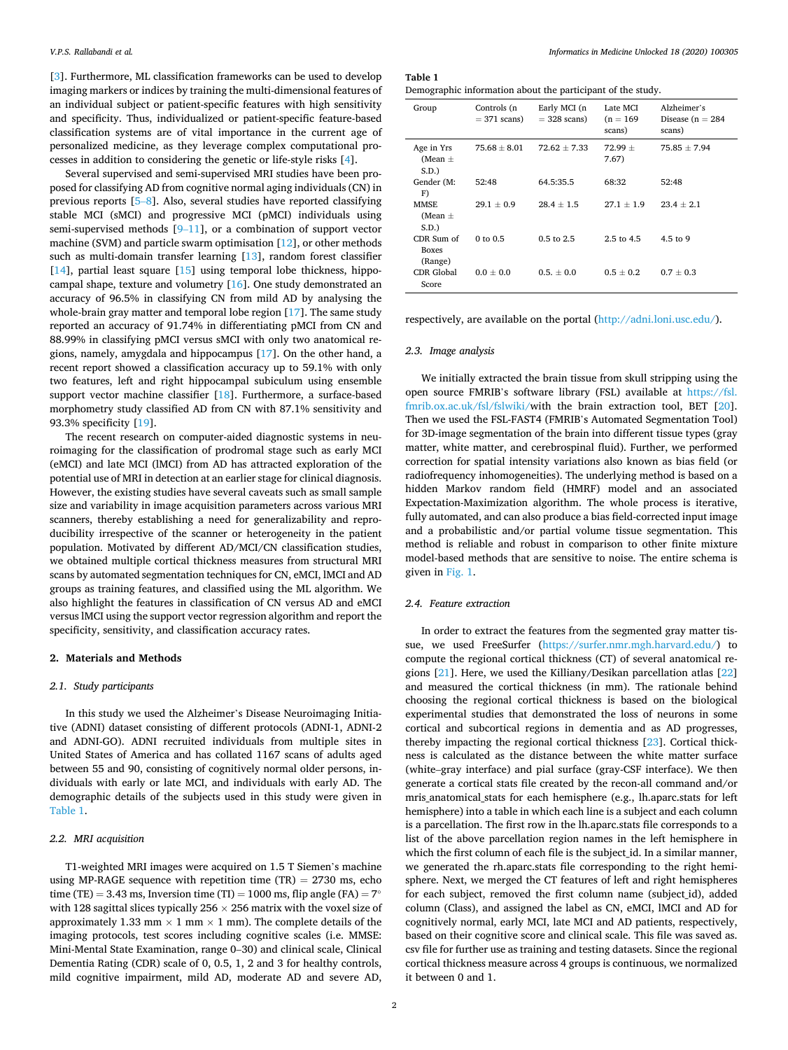[3]. Furthermore, ML classification frameworks can be used to develop imaging markers or indices by training the multi-dimensional features of an individual subject or patient-specific features with high sensitivity and specificity. Thus, individualized or patient-specific feature-based classification systems are of vital importance in the current age of personalized medicine, as they leverage complex computational processes in addition to considering the genetic or life-style risks [4].

Several supervised and semi-supervised MRI studies have been proposed for classifying AD from cognitive normal aging individuals (CN) in previous reports [5–8]. Also, several studies have reported classifying stable MCI (sMCI) and progressive MCI (pMCI) individuals using semi-supervised methods [9–11], or a combination of support vector machine (SVM) and particle swarm optimisation [12], or other methods such as multi-domain transfer learning [13], random forest classifier [14], partial least square [15] using temporal lobe thickness, hippocampal shape, texture and volumetry [16]. One study demonstrated an accuracy of 96.5% in classifying CN from mild AD by analysing the whole-brain gray matter and temporal lobe region [17]. The same study reported an accuracy of 91.74% in differentiating pMCI from CN and 88.99% in classifying pMCI versus sMCI with only two anatomical regions, namely, amygdala and hippocampus [17]. On the other hand, a recent report showed a classification accuracy up to 59.1% with only two features, left and right hippocampal subiculum using ensemble support vector machine classifier [18]. Furthermore, a surface-based morphometry study classified AD from CN with 87.1% sensitivity and 93.3% specificity [19].

The recent research on computer-aided diagnostic systems in neuroimaging for the classification of prodromal stage such as early MCI (eMCI) and late MCI (lMCI) from AD has attracted exploration of the potential use of MRI in detection at an earlier stage for clinical diagnosis. However, the existing studies have several caveats such as small sample size and variability in image acquisition parameters across various MRI scanners, thereby establishing a need for generalizability and reproducibility irrespective of the scanner or heterogeneity in the patient population. Motivated by different AD/MCI/CN classification studies, we obtained multiple cortical thickness measures from structural MRI scans by automated segmentation techniques for CN, eMCI, lMCI and AD groups as training features, and classified using the ML algorithm. We also highlight the features in classification of CN versus AD and eMCI versus lMCI using the support vector regression algorithm and report the specificity, sensitivity, and classification accuracy rates.

## 2. Materials and Methods

### 2.1. Study participants

In this study we used the Alzheimer's Disease Neuroimaging Initiative (ADNI) dataset consisting of different protocols (ADNI-1, ADNI-2 and ADNI-GO). ADNI recruited individuals from multiple sites in United States of America and has collated 1167 scans of adults aged between 55 and 90, consisting of cognitively normal older persons, individuals with early or late MCI, and individuals with early AD. The demographic details of the subjects used in this study were given in Table 1.

### 2.2. MRI acquisition

T1-weighted MRI images were acquired on 1.5 T Siemen's machine using MP-RAGE sequence with repetition time (TR) = 2730 ms, echo time (TE) = 3.43 ms, Inversion time (TI) = 1000 ms, flip angle (FA) = 7° with 128 sagittal slices typically 256 × 256 matrix with the voxel size of approximately 1.33 mm × 1 mm × 1 mm). The complete details of the imaging protocols, test scores including cognitive scales (i.e. MMSE: Mini-Mental State Examination, range 0–30) and clinical scale, Clinical Dementia Rating (CDR) scale of 0, 0.5, 1, 2 and 3 for healthy controls, mild cognitive impairment, mild AD, moderate AD and severe AD, respectively, are available on the portal (http://adni.loni.usc.edu/).

**Table 1**
Demographic information about the participant of the study.

| Group | Controls (n = 371 scans) | Early MCI (n = 328 scans) | Late MCI (n = 169 scans) | Alzheimer's Disease (n = 284 scans) |
|---|---|---|---|---|
| Age in Yrs (Mean ± S.D.) | 75.68 ± 8.01 | 72.62 ± 7.33 | 72.99 ± 7.67) | 75.85 ± 7.94 |
| Gender (M: F) | 52:48 | 64.5:35.5 | 68:32 | 52:48 |
| MMSE (Mean ± S.D.) | 29.1 ± 0.9 | 28.4 ± 1.5 | 27.1 ± 1.9 | 23.4 ± 2.1 |
| CDR Sum of Boxes (Range) | 0 to 0.5 | 0.5 to 2.5 | 2.5 to 4.5 | 4.5 to 9 |
| CDR Global Score | 0.0 ± 0.0 | 0.5. ± 0.0 | 0.5 ± 0.2 | 0.7 ± 0.3 |

### 2.3. Image analysis

We initially extracted the brain tissue from skull stripping using the open source FMRIB's software library (FSL) available at https://fsl.fmrib.ox.ac.uk/fsl/fslwiki/with the brain extraction tool, BET [20]. Then we used the FSL-FAST4 (FMRIB's Automated Segmentation Tool) for 3D-image segmentation of the brain into different tissue types (gray matter, white matter, and cerebrospinal fluid). Further, we performed correction for spatial intensity variations also known as bias field (or radiofrequency inhomogeneities). The underlying method is based on a hidden Markov random field (HMRF) model and an associated Expectation-Maximization algorithm. The whole process is iterative, fully automated, and can also produce a bias field-corrected input image and a probabilistic and/or partial volume tissue segmentation. This method is reliable and robust in comparison to other finite mixture model-based methods that are sensitive to noise. The entire schema is given in Fig. 1.

### 2.4. Feature extraction

In order to extract the features from the segmented gray matter tissue, we used FreeSurfer (https://surfer.nmr.mgh.harvard.edu/) to compute the regional cortical thickness (CT) of several anatomical regions [21]. Here, we used the Killiany/Desikan parcellation atlas [22] and measured the cortical thickness (in mm). The rationale behind choosing the regional cortical thickness is based on the biological experimental studies that demonstrated the loss of neurons in some cortical and subcortical regions in dementia and as AD progresses, thereby impacting the regional cortical thickness [23]. Cortical thickness is calculated as the distance between the white matter surface (white–gray interface) and pial surface (gray-CSF interface). We then generate a cortical stats file created by the recon-all command and/or mris_anatomical_stats for each hemisphere (e.g., lh.aparc.stats for left hemisphere) into a table in which each line is a subject and each column is a parcellation. The first row in the lh.aparc.stats file corresponds to a list of the above parcellation region names in the left hemisphere in which the first column of each file is the subject_id. In a similar manner, we generated the rh.aparc.stats file corresponding to the right hemisphere. Next, we merged the CT features of left and right hemispheres for each subject, removed the first column name (subject_id), added column (Class), and assigned the label as CN, eMCI, lMCI and AD for cognitively normal, early MCI, late MCI and AD patients, respectively, based on their cognitive score and clinical scale. This file was saved as. csv file for further use as training and testing datasets. Since the regional cortical thickness measure across 4 groups is continuous, we normalized it between 0 and 1.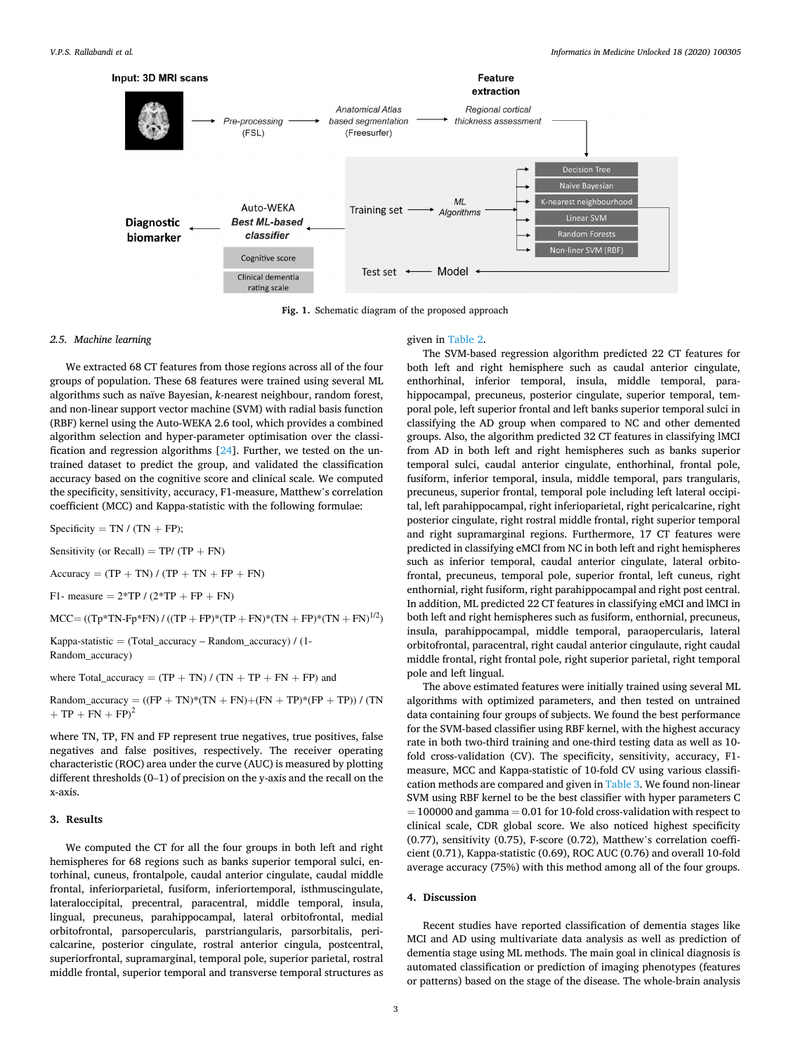Fig. 1. Schematic diagram of the proposed approach

### 2.5. Machine learning

We extracted 68 CT features from those regions across all of the four groups of population. These 68 features were trained using several ML algorithms such as naïve Bayesian, *k*-nearest neighbour, random forest, and non-linear support vector machine (SVM) with radial basis function (RBF) kernel using the Auto-WEKA 2.6 tool, which provides a combined algorithm selection and hyper-parameter optimisation over the classification and regression algorithms [24]. Further, we tested on the untrained dataset to predict the group, and validated the classification accuracy based on the cognitive score and clinical scale. We computed the specificity, sensitivity, accuracy, F1-measure, Matthew's correlation coefficient (MCC) and Kappa-statistic with the following formulae:

Specificity = TN / (TN + FP);

Sensitivity (or Recall) = TP/ (TP + FN)

Accuracy = (TP + TN) / (TP + TN + FP + FN)

F1- measure = 2*TP / (2*TP + FP + FN)

MCC= ((Tp*TN-Fp*FN) / ((TP + FP)*(TP + FN)*(TN + FP)*(TN + FN)$^{1/2}$)

Kappa-statistic = (Total_accuracy – Random_accuracy) / (1-Random_accuracy)

where Total_accuracy = (TP + TN) / (TN + TP + FN + FP) and

Random_accuracy = ((FP + TN)*(TN + FN)+(FN + TP)*(FP + TP)) / (TN + TP + FN + FP)$^2$

where TN, TP, FN and FP represent true negatives, true positives, false negatives and false positives, respectively. The receiver operating characteristic (ROC) area under the curve (AUC) is measured by plotting different thresholds (0–1) of precision on the y-axis and the recall on the x-axis.

## 3. Results

We computed the CT for all the four groups in both left and right hemispheres for 68 regions such as banks superior temporal sulci, entorhinal, cuneus, frontalpole, caudal anterior cingulate, caudal middle frontal, inferiorparietal, fusiform, inferiortemporal, isthmuscingulate, lateraloccipital, precentral, paracentral, middle temporal, insula, lingual, precuneus, parahippocampal, lateral orbitofrontal, medial orbitofrontal, parsopercularis, parstriangularis, parsorbitalis, pericalcarine, posterior cingulate, rostral anterior cingula, postcentral, superiorfrontal, supramarginal, temporal pole, superior parietal, rostral middle frontal, superior temporal and transverse temporal structures as given in Table 2.

The SVM-based regression algorithm predicted 22 CT features for both left and right hemisphere such as caudal anterior cingulate, enthorhinal, inferior temporal, insula, middle temporal, parahippocampal, precuneus, posterior cingulate, superior temporal, temporal pole, left superior frontal and left banks superior temporal sulci in classifying the AD group when compared to NC and other demented groups. Also, the algorithm predicted 32 CT features in classifying lMCI from AD in both left and right hemispheres such as banks superior temporal sulci, caudal anterior cingulate, enthorhinal, frontal pole, fusiform, inferior temporal, insula, middle temporal, pars trangularis, precuneus, superior frontal, temporal pole including left lateral occipital, left parahippocampal, right inferioparietal, right pericalcarine, right posterior cingulate, right rostral middle frontal, right superior temporal and right supramarginal regions. Furthermore, 17 CT features were predicted in classifying eMCI from NC in both left and right hemispheres such as inferior temporal, caudal anterior cingulate, lateral orbitofrontal, precuneus, temporal pole, superior frontal, left cuneus, right enthornial, right fusiform, right parahippocampal and right post central. In addition, ML predicted 22 CT features in classifying eMCI and lMCI in both left and right hemispheres such as fusiform, enthornial, precuneus, insula, parahippocampal, middle temporal, paraopercularis, lateral orbitofrontal, paracentral, right caudal anterior cingulaute, right caudal middle frontal, right frontal pole, right superior parietal, right temporal pole and left lingual.

The above estimated features were initially trained using several ML algorithms with optimized parameters, and then tested on untrained data containing four groups of subjects. We found the best performance for the SVM-based classifier using RBF kernel, with the highest accuracy rate in both two-third training and one-third testing data as well as 10-fold cross-validation (CV). The specificity, sensitivity, accuracy, F1-measure, MCC and Kappa-statistic of 10-fold CV using various classification methods are compared and given in Table 3. We found non-linear SVM using RBF kernel to be the best classifier with hyper parameters C = 100000 and gamma = 0.01 for 10-fold cross-validation with respect to clinical scale, CDR global score. We also noticed highest specificity (0.77), sensitivity (0.75), F-score (0.72), Matthew's correlation coefficient (0.71), Kappa-statistic (0.69), ROC AUC (0.76) and overall 10-fold average accuracy (75%) with this method among all of the four groups.

## 4. Discussion

Recent studies have reported classification of dementia stages like MCI and AD using multivariate data analysis as well as prediction of dementia stage using ML methods. The main goal in clinical diagnosis is automated classification or prediction of imaging phenotypes (features or patterns) based on the stage of the disease. The whole-brain analysis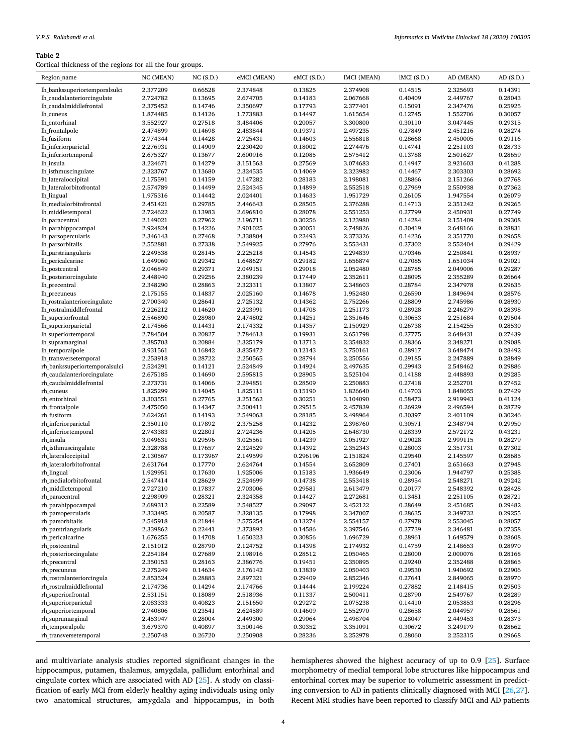**Table 2**
Cortical thickness of the regions for all the four groups.

| Region_name | NC (MEAN) | NC (S.D.) | eMCI (MEAN) | eMCI (S.D.) | lMCI (MEAN) | lMCI (S.D.) | AD (MEAN) | AD (S.D.) |
|---|---|---|---|---|---|---|---|---|
| lh_bankssuperiortemporalsulci | 2.377209 | 0.66528 | 2.374848 | 0.13825 | 2.374908 | 0.14515 | 2.325693 | 0.14391 |
| lh_caudalanteriorcingulate | 2.724782 | 0.13695 | 2.674705 | 0.14183 | 2.067668 | 0.40409 | 2.449767 | 0.28043 |
| lh_caudalmiddlefrontal | 2.375452 | 0.14746 | 2.350697 | 0.17793 | 2.377401 | 0.15091 | 2.347476 | 0.25925 |
| lh_cuneus | 1.874485 | 0.14126 | 1.773883 | 0.14497 | 1.615654 | 0.12745 | 1.552706 | 0.30057 |
| lh_entorhinal | 3.552927 | 0.27518 | 3.484406 | 0.20057 | 3.300800 | 0.30110 | 3.047445 | 0.29315 |
| lh_frontalpole | 2.474899 | 0.14698 | 2.483844 | 0.19371 | 2.497235 | 0.27849 | 2.451216 | 0.28274 |
| lh_fusiform | 2.774344 | 0.14428 | 2.725431 | 0.14603 | 2.556818 | 0.28668 | 2.450005 | 0.29116 |
| lh_inferiorparietal | 2.276931 | 0.14909 | 2.230420 | 0.18002 | 2.274476 | 0.14741 | 2.251103 | 0.28733 |
| lh_inferiortemporal | 2.675327 | 0.13677 | 2.600916 | 0.12085 | 2.575412 | 0.13788 | 2.501627 | 0.28659 |
| lh_insula | 3.224671 | 0.14279 | 3.151563 | 0.27569 | 3.074683 | 0.14947 | 2.921603 | 0.41288 |
| lh_isthmuscingulate | 2.323767 | 0.13680 | 2.324535 | 0.14069 | 2.323982 | 0.14467 | 2.303303 | 0.28692 |
| lh_lateraloccipital | 2.175591 | 0.14159 | 2.147282 | 0.28183 | 2.198081 | 0.28866 | 2.151266 | 0.27768 |
| lh_lateralorbitofrontal | 2.574789 | 0.14499 | 2.524345 | 0.14899 | 2.552518 | 0.27969 | 2.550938 | 0.27362 |
| lh_lingual | 1.975316 | 0.14442 | 2.024401 | 0.14633 | 1.951729 | 0.26105 | 1.947554 | 0.26079 |
| lh_medialorbitofrontal | 2.451421 | 0.29785 | 2.446643 | 0.28505 | 2.376288 | 0.14713 | 2.351242 | 0.29265 |
| lh_middletemporal | 2.724622 | 0.13983 | 2.696810 | 0.28078 | 2.551253 | 0.27799 | 2.450931 | 0.27749 |
| lh_paracentral | 2.149021 | 0.27962 | 2.196711 | 0.30256 | 2.123980 | 0.14284 | 2.151409 | 0.29308 |
| lh_parahippocampal | 2.924824 | 0.14226 | 2.901025 | 0.30051 | 2.748826 | 0.30419 | 2.648166 | 0.28831 |
| lh_parsopercularis | 2.346143 | 0.27468 | 2.338804 | 0.22493 | 2.373326 | 0.14236 | 2.351770 | 0.29658 |
| lh_parsorbitalis | 2.552881 | 0.27338 | 2.549925 | 0.27976 | 2.553431 | 0.27302 | 2.552404 | 0.29429 |
| lh_parstriangularis | 2.249538 | 0.28145 | 2.225218 | 0.14543 | 2.294839 | 0.70346 | 2.250841 | 0.28937 |
| lh_pericalcarine | 1.649060 | 0.29342 | 1.648627 | 0.29182 | 1.656874 | 0.27085 | 1.651034 | 0.29021 |
| lh_postcentral | 2.046849 | 0.29371 | 2.049151 | 0.29018 | 2.052480 | 0.28785 | 2.049006 | 0.29287 |
| lh_posteriorcingulate | 2.448940 | 0.29256 | 2.380239 | 0.17449 | 2.352611 | 0.28095 | 2.355289 | 0.26664 |
| lh_precentral | 2.348290 | 0.28863 | 2.323311 | 0.13807 | 2.348603 | 0.28784 | 2.347978 | 0.29635 |
| lh_precuneus | 2.175155 | 0.14837 | 2.025160 | 0.14678 | 1.952480 | 0.26590 | 1.849694 | 0.28576 |
| lh_rostralanteriorcingulate | 2.700340 | 0.28641 | 2.725132 | 0.14362 | 2.752266 | 0.28809 | 2.745986 | 0.28930 |
| lh_rostralmiddlefrontal | 2.226212 | 0.14620 | 2.223991 | 0.14708 | 2.251173 | 0.28928 | 2.246279 | 0.28398 |
| lh_superiorfrontal | 2.546890 | 0.28980 | 2.474802 | 0.14251 | 2.351646 | 0.30653 | 2.251684 | 0.29504 |
| lh_superiorparietal | 2.174566 | 0.14431 | 2.174332 | 0.14357 | 2.150929 | 0.26738 | 2.154255 | 0.28530 |
| lh_superiortemporal | 2.784504 | 0.20827 | 2.784613 | 0.19931 | 2.651798 | 0.27775 | 2.648431 | 0.27439 |
| lh_supramarginal | 2.385703 | 0.20884 | 2.325179 | 0.13713 | 2.354832 | 0.28366 | 2.348271 | 0.29088 |
| lh_temporalpole | 3.931561 | 0.16842 | 3.835472 | 0.12143 | 3.750161 | 0.28917 | 3.648474 | 0.28492 |
| lh_transversetemporal | 2.253918 | 0.28722 | 2.250565 | 0.28794 | 2.250556 | 0.29185 | 2.247889 | 0.28849 |
| rh_bankssuperiortemporalsulci | 2.524291 | 0.14121 | 2.524849 | 0.14924 | 2.497635 | 0.29943 | 2.548462 | 0.29886 |
| rh_caudalanteriorcingulate | 2.675185 | 0.14690 | 2.595815 | 0.28905 | 2.525104 | 0.14188 | 2.448893 | 0.29285 |
| rh_caudalmiddlefrontal | 2.273731 | 0.14066 | 2.294851 | 0.28509 | 2.250883 | 0.27418 | 2.252701 | 0.27452 |
| rh_cuneus | 1.825299 | 0.14045 | 1.825111 | 0.15190 | 1.826640 | 0.14703 | 1.848055 | 0.27429 |
| rh_entorhinal | 3.303551 | 0.27765 | 3.251562 | 0.30251 | 3.104090 | 0.58473 | 2.919943 | 0.41124 |
| rh_frontalpole | 2.475050 | 0.14347 | 2.500411 | 0.29515 | 2.457839 | 0.26929 | 2.496594 | 0.28729 |
| rh_fusiform | 2.624261 | 0.14193 | 2.549063 | 0.28185 | 2.498964 | 0.30397 | 2.401109 | 0.30246 |
| rh_inferiorparietal | 2.350110 | 0.17892 | 2.375258 | 0.14232 | 2.398760 | 0.30571 | 2.348794 | 0.29950 |
| rh_inferiortemporal | 2.743383 | 0.22801 | 2.724236 | 0.14205 | 2.648730 | 0.28339 | 2.572172 | 0.43231 |
| rh_insula | 3.049631 | 0.29596 | 3.025561 | 0.14239 | 3.051927 | 0.29028 | 2.999115 | 0.28279 |
| rh_isthmuscingulate | 2.328788 | 0.17657 | 2.324529 | 0.14392 | 2.352343 | 0.28003 | 2.351731 | 0.27302 |
| rh_lateraloccipital | 2.130567 | 0.173967 | 2.149599 | 0.296196 | 2.151824 | 0.29540 | 2.145597 | 0.28685 |
| rh_lateralorbitofrontal | 2.631764 | 0.17770 | 2.624764 | 0.14554 | 2.652809 | 0.27401 | 2.651663 | 0.27948 |
| rh_lingual | 1.929951 | 0.17630 | 1.925006 | 0.15183 | 1.936649 | 0.23006 | 1.944797 | 0.25388 |
| rh_medialorbitofrontal | 2.547414 | 0.28629 | 2.524699 | 0.14738 | 2.553418 | 0.28954 | 2.548271 | 0.29242 |
| rh_middletemporal | 2.727210 | 0.17837 | 2.703006 | 0.29581 | 2.613479 | 0.20177 | 2.548392 | 0.28428 |
| rh_paracentral | 2.298909 | 0.28321 | 2.324358 | 0.14427 | 2.272681 | 0.13481 | 2.251105 | 0.28721 |
| rh_parahippocampal | 2.689312 | 0.22589 | 2.548527 | 0.29097 | 2.452122 | 0.28649 | 2.451685 | 0.29482 |
| rh_parsopercularis | 2.333495 | 0.20587 | 2.328135 | 0.17998 | 2.347007 | 0.28635 | 2.349732 | 0.29255 |
| rh_parsorbitalis | 2.545918 | 0.21844 | 2.575254 | 0.13274 | 2.554157 | 0.27978 | 2.553045 | 0.28057 |
| rh_parstriangularis | 2.339862 | 0.22441 | 2.373892 | 0.14586 | 2.397546 | 0.27739 | 2.346481 | 0.27358 |
| rh_pericalcarine | 1.676255 | 0.14708 | 1.650323 | 0.30856 | 1.696729 | 0.28961 | 1.649579 | 0.28608 |
| rh_postcentral | 2.151012 | 0.28790 | 2.124752 | 0.14398 | 2.174932 | 0.14759 | 2.148653 | 0.28970 |
| rh_posteriorcingulate | 2.254184 | 0.27689 | 2.198916 | 0.28512 | 2.050465 | 0.28000 | 2.000076 | 0.28168 |
| rh_precentral | 2.350153 | 0.28163 | 2.386776 | 0.19451 | 2.350895 | 0.29240 | 2.352488 | 0.28865 |
| rh_precuneus | 2.275249 | 0.14634 | 2.176142 | 0.13839 | 2.050403 | 0.29530 | 1.940692 | 0.22906 |
| rh_rostralanteriorcingula | 2.853524 | 0.28883 | 2.897321 | 0.29409 | 2.852346 | 0.27641 | 2.849065 | 0.28970 |
| rh_rostralmiddlefrontal | 2.174736 | 0.14294 | 2.174766 | 0.14444 | 2.199224 | 0.27882 | 2.148415 | 0.29503 |
| rh_superiorfrontal | 2.531151 | 0.18089 | 2.518936 | 0.11337 | 2.500411 | 0.28790 | 2.549767 | 0.28289 |
| rh_superiorparietal | 2.083333 | 0.40823 | 2.151650 | 0.29272 | 2.075238 | 0.14410 | 2.053853 | 0.28296 |
| rh_superiortemporal | 2.740806 | 0.23541 | 2.624589 | 0.14609 | 2.552970 | 0.28658 | 2.044957 | 0.28561 |
| rh_supramarginal | 2.453947 | 0.28004 | 2.449300 | 0.29064 | 2.498704 | 0.28047 | 2.449453 | 0.28373 |
| rh_temporalpole | 3.679370 | 0.40897 | 3.500146 | 0.30352 | 3.351091 | 0.30672 | 3.249179 | 0.28662 |
| rh_transversetemporal | 2.250748 | 0.26720 | 2.250908 | 0.28236 | 2.252978 | 0.28060 | 2.252315 | 0.29668 |

and multivariate analysis studies reported significant changes in the hippocampus, putamen, thalamus, amygdala, pallidum entorhinal and cingulate cortex which are associated with AD [25]. A study on classification of early MCI from elderly healthy aging individuals using only two anatomical structures, amygdala and hippocampus, in both hemispheres showed the highest accuracy of up to 0.9 [25]. Surface morphometry of medial temporal lobe structures like hippocampus and entorhinal cortex may be superior to volumetric assessment in predicting conversion to AD in patients clinically diagnosed with MCI [26,27]. Recent MRI studies have been reported to classify MCI and AD patients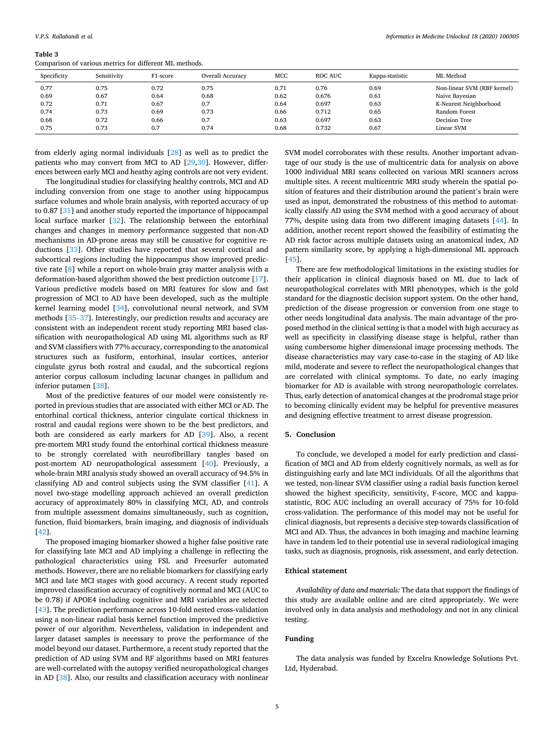**Table 3**
Comparison of various metrics for different ML methods.

| Specificity | Sensitivity | F1-score | Overall Accuracy | MCC | ROC AUC | Kappa-statistic | ML Method |
|---|---|---|---|---|---|---|---|
| 0.77 | 0.75 | 0.72 | 0.75 | 0.71 | 0.76 | 0.69 | Non-linear SVM (RBF kernel) |
| 0.69 | 0.67 | 0.64 | 0.68 | 0.62 | 0.676 | 0.61 | Naive Bayesian |
| 0.72 | 0.71 | 0.67 | 0.7 | 0.64 | 0.697 | 0.63 | K-Nearest Neighborhood |
| 0.74 | 0.73 | 0.69 | 0.73 | 0.66 | 0.712 | 0.65 | Random Forest |
| 0.68 | 0.72 | 0.66 | 0.7 | 0.63 | 0.697 | 0.63 | Decision Tree |
| 0.75 | 0.73 | 0.7 | 0.74 | 0.68 | 0.732 | 0.67 | Linear SVM |

from elderly aging normal individuals [28] as well as to predict the patients who may convert from MCI to AD [29,30]. However, differences between early MCI and heathy aging controls are not very evident.

The longitudinal studies for classifying healthy controls, MCI and AD including conversion from one stage to another using hippocampus surface volumes and whole brain analysis, with reported accuracy of up to 0.87 [31] and another study reported the importance of hippocampal local surface marker [32]. The relationship between the entorhinal changes and changes in memory performance suggested that non-AD mechanisms in AD-prone areas may still be causative for cognitive reductions [33]. Other studies have reported that several cortical and subcortical regions including the hippocampus show improved predictive rate [8] while a report on whole-brain gray matter analysis with a deformation-based algorithm showed the best prediction outcome [17]. Various predictive models based on MRI features for slow and fast progression of MCI to AD have been developed, such as the multiple kernel learning model [34], convolutional neural network, and SVM methods [35–37]. Interestingly, our prediction results and accuracy are consistent with an independent recent study reporting MRI based classification with neuropathological AD using ML algorithms such as RF and SVM classifiers with 77% accuracy, corresponding to the anatomical structures such as fusiform, entorhinal, insular cortices, anterior cingulate gyrus both rostral and caudal, and the subcortical regions anterior corpus callosum including lacunar changes in pallidum and inferior putamen [38].

Most of the predictive features of our model were consistently reported in previous studies that are associated with either MCI or AD. The entorhinal cortical thickness, anterior cingulate cortical thickness in rostral and caudal regions were shown to be the best predictors, and both are considered as early markers for AD [39]. Also, a recent pre-mortem MRI study found the entorhinal cortical thickness measure to be strongly correlated with neurofibrillary tangles based on post-mortem AD neuropathological assessment [40]. Previously, a whole-brain MRI analysis study showed an overall accuracy of 94.5% in classifying AD and control subjects using the SVM classifier [41]. A novel two-stage modelling approach achieved an overall prediction accuracy of approximately 80% in classifying MCI, AD, and controls from multiple assessment domains simultaneously, such as cognition, function, fluid biomarkers, brain imaging, and diagnosis of individuals [42].

The proposed imaging biomarker showed a higher false positive rate for classifying late MCI and AD implying a challenge in reflecting the pathological characteristics using FSL and Freesurfer automated methods. However, there are no reliable biomarkers for classifying early MCI and late MCI stages with good accuracy. A recent study reported improved classification accuracy of cognitively normal and MCI (AUC to be 0.78) if APOE4 including cognitive and MRI variables are selected [43]. The prediction performance across 10-fold nested cross-validation using a non-linear radial basis kernel function improved the predictive power of our algorithm. Nevertheless, validation in independent and larger dataset samples is necessary to prove the performance of the model beyond our dataset. Furthermore, a recent study reported that the prediction of AD using SVM and RF algorithms based on MRI features are well-correlated with the autopsy verified neuropathological changes in AD [38]. Also, our results and classification accuracy with nonlinear SVM model corroborates with these results. Another important advantage of our study is the use of multicentric data for analysis on above 1000 individual MRI scans collected on various MRI scanners across multiple sites. A recent multicentric MRI study wherein the spatial position of features and their distribution around the patient's brain were used as input, demonstrated the robustness of this method to automatically classify AD using the SVM method with a good accuracy of about 77%, despite using data from two different imaging datasets [44]. In addition, another recent report showed the feasibility of estimating the AD risk factor across multiple datasets using an anatomical index, AD pattern similarity score, by applying a high-dimensional ML approach [45].

There are few methodological limitations in the existing studies for their application in clinical diagnosis based on ML due to lack of neuropathological correlates with MRI phenotypes, which is the gold standard for the diagnostic decision support system. On the other hand, prediction of the disease progression or conversion from one stage to other needs longitudinal data analysis. The main advantage of the proposed method in the clinical setting is that a model with high accuracy as well as specificity in classifying disease stage is helpful, rather than using cumbersome higher dimensional image processing methods. The disease characteristics may vary case-to-case in the staging of AD like mild, moderate and severe to reflect the neuropathological changes that are correlated with clinical symptoms. To date, no early imaging biomarker for AD is available with strong neuropathologic correlates. Thus, early detection of anatomical changes at the prodromal stage prior to becoming clinically evident may be helpful for preventive measures and designing effective treatment to arrest disease progression.

## 5. Conclusion

To conclude, we developed a model for early prediction and classification of MCI and AD from elderly cognitively normals, as well as for distinguishing early and late MCI individuals. Of all the algorithms that we tested, non-linear SVM classifier using a radial basis function kernel showed the highest specificity, sensitivity, F-score, MCC and kappa-statistic, ROC AUC including an overall accuracy of 75% for 10-fold cross-validation. The performance of this model may not be useful for clinical diagnosis, but represents a decisive step towards classification of MCI and AD. Thus, the advances in both imaging and machine learning have in tandem led to their potential use in several radiological imaging tasks, such as diagnosis, prognosis, risk assessment, and early detection.

## Ethical statement

*Availability of data and materials:* The data that support the findings of this study are available online and are cited appropriately. We were involved only in data analysis and methodology and not in any clinical testing.

## Funding

The data analysis was funded by Excelra Knowledge Solutions Pvt. Ltd, Hyderabad.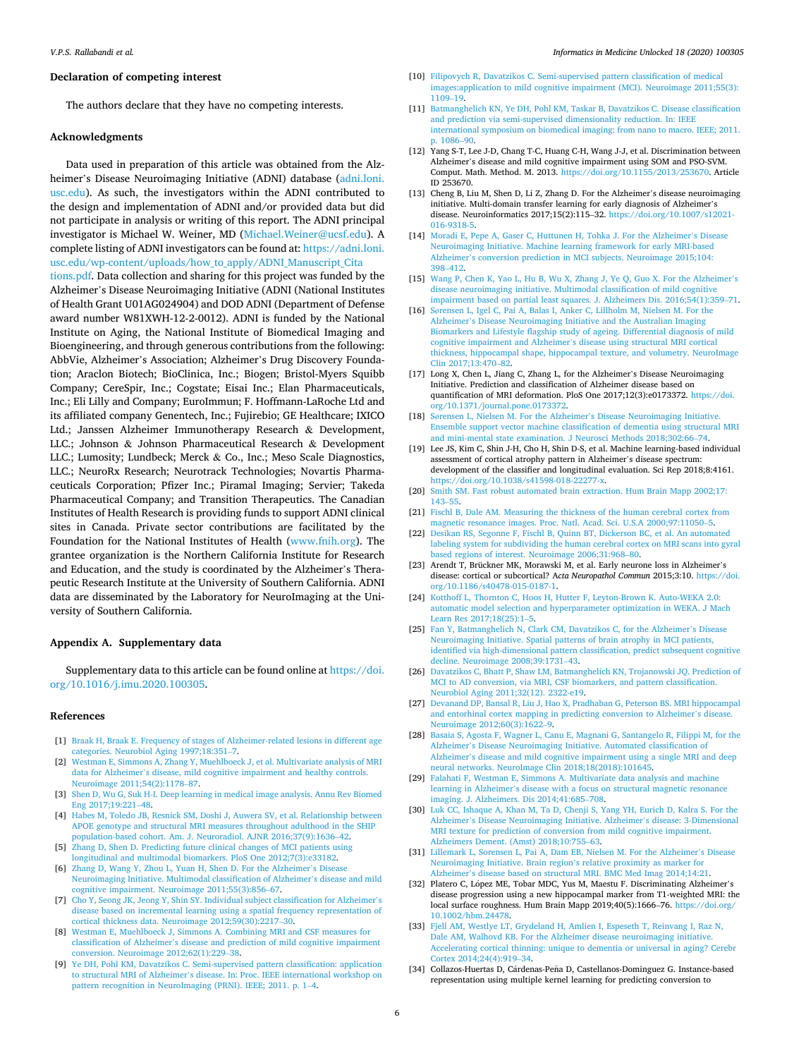### Declaration of competing interest

The authors declare that they have no competing interests.

### Acknowledgments

Data used in preparation of this article was obtained from the Alzheimer's Disease Neuroimaging Initiative (ADNI) database (adni.loni.usc.edu). As such, the investigators within the ADNI contributed to the design and implementation of ADNI and/or provided data but did not participate in analysis or writing of this report. The ADNI principal investigator is Michael W. Weiner, MD (Michael.Weiner@ucsf.edu). A complete listing of ADNI investigators can be found at: https://adni.loni.usc.edu/wp-content/uploads/how_to_apply/ADNI_Manuscript_Citations.pdf. Data collection and sharing for this project was funded by the Alzheimer's Disease Neuroimaging Initiative (ADNI (National Institutes of Health Grant U01AG024904) and DOD ADNI (Department of Defense award number W81XWH-12-2-0012). ADNI is funded by the National Institute on Aging, the National Institute of Biomedical Imaging and Bioengineering, and through generous contributions from the following: AbbVie, Alzheimer's Association; Alzheimer's Drug Discovery Foundation; Araclon Biotech; BioClinica, Inc.; Biogen; Bristol-Myers Squibb Company; CereSpir, Inc.; Cogstate; Eisai Inc.; Elan Pharmaceuticals, Inc.; Eli Lilly and Company; EuroImmun; F. Hoffmann-LaRoche Ltd and its affiliated company Genentech, Inc.; Fujirebio; GE Healthcare; IXICO Ltd.; Janssen Alzheimer Immunotherapy Research & Development, LLC.; Johnson & Johnson Pharmaceutical Research & Development LLC.; Lumosity; Lundbeck; Merck & Co., Inc.; Meso Scale Diagnostics, LLC.; NeuroRx Research; Neurotrack Technologies; Novartis Pharmaceuticals Corporation; Pfizer Inc.; Piramal Imaging; Servier; Takeda Pharmaceutical Company; and Transition Therapeutics. The Canadian Institutes of Health Research is providing funds to support ADNI clinical sites in Canada. Private sector contributions are facilitated by the Foundation for the National Institutes of Health (www.fnih.org). The grantee organization is the Northern California Institute for Research and Education, and the study is coordinated by the Alzheimer's Therapeutic Research Institute at the University of Southern California. ADNI data are disseminated by the Laboratory for NeuroImaging at the University of Southern California.

### Appendix A. Supplementary data

Supplementary data to this article can be found online at https://doi.org/10.1016/j.imu.2020.100305.

### References

[1] Braak H, Braak E. Frequency of stages of Alzheimer-related lesions in different age categories. Neurobiol Aging 1997;18:351–7.

[2] Westman E, Simmons A, Zhang Y, Muehlboeck J, et al. Multivariate analysis of MRI data for Alzheimer's disease, mild cognitive impairment and healthy controls. Neuroimage 2011;54(2):1178–87.

[3] Shen D, Wu G, Suk H-I. Deep learning in medical image analysis. Annu Rev Biomed Eng 2017;19:221–48.

[4] Habes M, Toledo JB, Resnick SM, Doshi J, Auwera SV, et al. Relationship between APOE genotype and structural MRI measures throughout adulthood in the SHIP population-based cohort. Am. J. Neuroradiol. AJNR 2016;37(9):1636–42.

[5] Zhang D, Shen D. Predicting future clinical changes of MCI patients using longitudinal and multimodal biomarkers. PloS One 2012;7(3):e33182.

[6] Zhang D, Wang Y, Zhou L, Yuan H, Shen D. For the Alzheimer's Disease Neuroimaging Initiative. Multimodal classification of Alzheimer's disease and mild cognitive impairment. Neuroimage 2011;55(3):856–67.

[7] Cho Y, Seong JK, Jeong Y, Shin SY. Individual subject classification for Alzheimer's disease based on incremental learning using a spatial frequency representation of cortical thickness data. Neuroimage 2012;59(30):2217–30.

[8] Westman E, Muehlboeck J, Simmons A. Combining MRI and CSF measures for classification of Alzheimer's disease and prediction of mild cognitive impairment conversion. Neuroimage 2012;62(1):229–38.

[9] Ye DH, Pohl KM, Davatzikos C. Semi-supervised pattern classification: application to structural MRI of Alzheimer's disease. In: Proc. IEEE international workshop on pattern recognition in NeuroImaging (PRNI). IEEE; 2011. p. 1–4.

[10] Filipovych R, Davatzikos C. Semi-supervised pattern classification of medical images:application to mild cognitive impairment (MCI). Neuroimage 2011;55(3):1109–19.

[11] Batmanghelich KN, Ye DH, Pohl KM, Taskar B, Davatzikos C. Disease classification and prediction via semi-supervised dimensionality reduction. In: IEEE international symposium on biomedical imaging: from nano to macro. IEEE; 2011. p. 1086–90.

[12] Yang S-T, Lee J-D, Chang T-C, Huang C-H, Wang J-J, et al. Discrimination between Alzheimer's disease and mild cognitive impairment using SOM and PSO-SVM. Comput. Math. Method. M. 2013. https://doi.org/10.1155/2013/253670. Article ID 253670.

[13] Cheng B, Liu M, Shen D, Li Z, Zhang D. For the Alzheimer's disease neuroimaging initiative. Multi-domain transfer learning for early diagnosis of Alzheimer's disease. Neuroinformatics 2017;15(2):115–32. https://doi.org/10.1007/s12021-016-9318-5.

[14] Moradi E, Pepe A, Gaser C, Huttunen H, Tohka J. For the Alzheimer's Disease Neuroimaging Initiative. Machine learning framework for early MRI-based Alzheimer's conversion prediction in MCI subjects. Neuroimage 2015;104:398–412.

[15] Wang P, Chen K, Yao L, Hu B, Wu X, Zhang J, Ye Q, Guo X. For the Alzheimer's disease neuroimaging initiative. Multimodal classification of mild cognitive impairment based on partial least squares. J. Alzheimers Dis. 2016;54(1):359–71.

[16] Sørensen L, Igel C, Pai A, Balas I, Anker C, Lillholm M, Nielsen M. For the Alzheimer's Disease Neuroimaging Initiative and the Australian Imaging Biomarkers and Lifestyle flagship study of ageing. Differential diagnosis of mild cognitive impairment and Alzheimer's disease using structural MRI cortical thickness, hippocampal shape, hippocampal texture, and volumetry. NeuroImage Clin 2017;13:470–82.

[17] Long X, Chen L, Jiang C, Zhang L, for the Alzheimer's Disease Neuroimaging Initiative. Prediction and classification of Alzheimer disease based on quantification of MRI deformation. PloS One 2017;12(3):e0173372. https://doi.org/10.1371/journal.pone.0173372.

[18] Sørensen L, Nielsen M. For the Alzheimer's Disease Neuroimaging Initiative. Ensemble support vector machine classification of dementia using structural MRI and mini-mental state examination. J Neurosci Methods 2018;302:66–74.

[19] Lee JS, Kim C, Shin J-H, Cho H, Shin D-S, et al. Machine learning-based individual assessment of cortical atrophy pattern in Alzheimer's disease spectrum: development of the classifier and longitudinal evaluation. Sci Rep 2018;8:4161. https://doi.org/10.1038/s41598-018-22277-x.

[20] Smith SM. Fast robust automated brain extraction. Hum Brain Mapp 2002;17:143–55.

[21] Fischl B, Dale AM. Measuring the thickness of the human cerebral cortex from magnetic resonance images. Proc. Natl. Acad. Sci. U.S.A 2000;97:11050–5.

[22] Desikan RS, Segonne F, Fischl B, Quinn BT, Dickerson BC, et al. An automated labeling system for subdividing the human cerebral cortex on MRI scans into gyral based regions of interest. Neuroimage 2006;31:968–80.

[23] Arendt T, Brückner MK, Morawski M, et al. Early neurone loss in Alzheimer's disease: cortical or subcortical? *Acta Neuropathol Commun* 2015;3:10. https://doi.org/10.1186/s40478-015-0187-1.

[24] Kotthoff L, Thornton C, Hoos H, Hutter F, Leyton-Brown K. Auto-WEKA 2.0: automatic model selection and hyperparameter optimization in WEKA. J Mach Learn Res 2017;18(25):1–5.

[25] Fan Y, Batmanghelich N, Clark CM, Davatzikos C, for the Alzheimer's Disease Neuroimaging Initiative. Spatial patterns of brain atrophy in MCI patients, identified via high-dimensional pattern classification, predict subsequent cognitive decline. Neuroimage 2008;39:1731–43.

[26] Davatzikos C, Bhatt P, Shaw LM, Batmanghelich KN, Trojanowski JQ. Prediction of MCI to AD conversion, via MRI, CSF biomarkers, and pattern classification. Neurobiol Aging 2011;32(12). 2322-e19.

[27] Devanand DP, Bansal R, Liu J, Hao X, Pradhaban G, Peterson BS. MRI hippocampal and entorhinal cortex mapping in predicting conversion to Alzheimer's disease. Neuroimage 2012;60(3):1622–9.

[28] Basaia S, Agosta F, Wagner L, Canu E, Magnani G, Santangelo R, Filippi M, for the Alzheimer's Disease Neuroimaging Initiative. Automated classification of Alzheimer's disease and mild cognitive impairment using a single MRI and deep neural networks. NeuroImage Clin 2018;18(2018):101645.

[29] Falahati F, Westman E, Simmons A. Multivariate data analysis and machine learning in Alzheimer's disease with a focus on structural magnetic resonance imaging. J. Alzheimers. Dis 2014;41:685–708.

[30] Luk CC, Ishaque A, Khan M, Ta D, Chenji S, Yang YH, Eurich D, Kalra S. For the Alzheimer's Disease Neuroimaging Initiative. Alzheimer's disease: 3-Dimensional MRI texture for prediction of conversion from mild cognitive impairment. Alzheimers Dement. (Amst) 2018;10:755–63.

[31] Lillemark L, Sorensen L, Pai A, Dam EB, Nielsen M. For the Alzheimer's Disease Neuroimaging Initiative. Brain region's relative proximity as marker for Alzheimer's disease based on structural MRI. BMC Med Imag 2014;14:21.

[32] Platero C, López ME, Tobar MDC, Yus M, Maestu F. Discriminating Alzheimer's disease progression using a new hippocampal marker from T1-weighted MRI: the local surface roughness. Hum Brain Mapp 2019;40(5):1666–76. https://doi.org/10.1002/hbm.24478.

[33] Fjell AM, Westlye LT, Grydeland H, Amlien I, Espeseth T, Reinvang I, Raz N, Dale AM, Walhovd KB. For the Alzheimer disease neuroimaging initiative. Accelerating cortical thinning: unique to dementia or universal in aging? Cerebr Cortex 2014;24(4):919–34.

[34] Collazos-Huertas D, Cárdenas-Peña D, Castellanos-Dominguez G. Instance-based representation using multiple kernel learning for predicting conversion to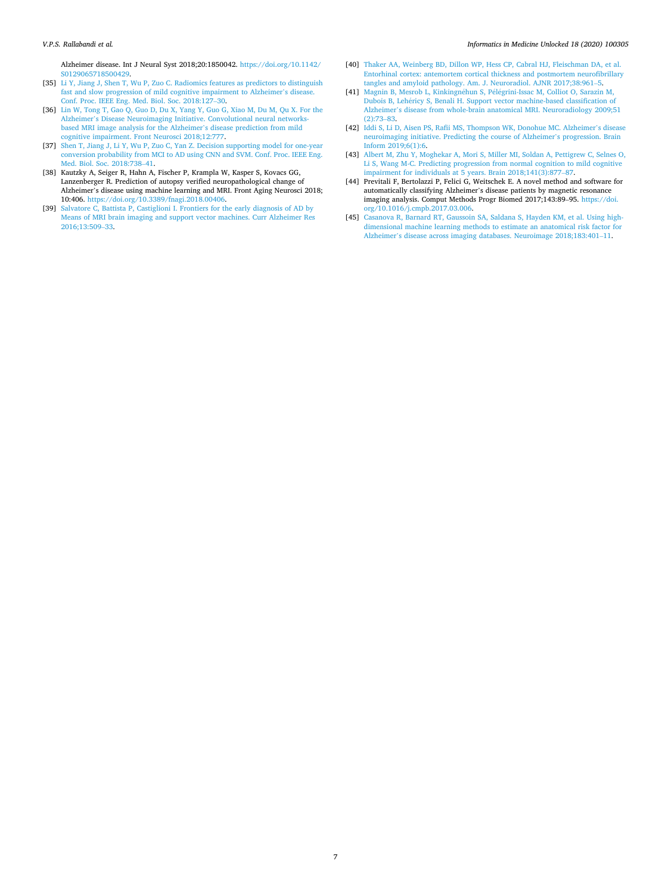Alzheimer disease. Int J Neural Syst 2018;20:1850042. https://doi.org/10.1142/S0129065718500429.

[35] Li Y, Jiang J, Shen T, Wu P, Zuo C. Radiomics features as predictors to distinguish fast and slow progression of mild cognitive impairment to Alzheimer's disease. Conf. Proc. IEEE Eng. Med. Biol. Soc. 2018:127–30.

[36] Lin W, Tong T, Gao Q, Guo D, Du X, Yang Y, Guo G, Xiao M, Du M, Qu X. For the Alzheimer's Disease Neuroimaging Initiative. Convolutional neural networks-based MRI image analysis for the Alzheimer's disease prediction from mild cognitive impairment. Front Neurosci 2018;12:777.

[37] Shen T, Jiang J, Li Y, Wu P, Zuo C, Yan Z. Decision supporting model for one-year conversion probability from MCI to AD using CNN and SVM. Conf. Proc. IEEE Eng. Med. Biol. Soc. 2018:738–41.

[38] Kautzky A, Seiger R, Hahn A, Fischer P, Krampla W, Kasper S, Kovacs GG, Lanzenberger R. Prediction of autopsy verified neuropathological change of Alzheimer's disease using machine learning and MRI. Front Aging Neurosci 2018; 10:406. https://doi.org/10.3389/fnagi.2018.00406.

[39] Salvatore C, Battista P, Castiglioni I. Frontiers for the early diagnosis of AD by Means of MRI brain imaging and support vector machines. Curr Alzheimer Res 2016;13:509–33.

[40] Thaker AA, Weinberg BD, Dillon WP, Hess CP, Cabral HJ, Fleischman DA, et al. Entorhinal cortex: antemortem cortical thickness and postmortem neurofibrillary tangles and amyloid pathology. Am. J. Neuroradiol. AJNR 2017;38:961–5.

[41] Magnin B, Mesrob L, Kinkingnéhun S, Pélégrini-Issac M, Colliot O, Sarazin M, Dubois B, Lehéricy S, Benali H. Support vector machine-based classification of Alzheimer's disease from whole-brain anatomical MRI. Neuroradiology 2009;51 (2):73–83.

[42] Iddi S, Li D, Aisen PS, Rafii MS, Thompson WK, Donohue MC. Alzheimer's disease neuroimaging initiative. Predicting the course of Alzheimer's progression. Brain Inform 2019;6(1):6.

[43] Albert M, Zhu Y, Moghekar A, Mori S, Miller MI, Soldan A, Pettigrew C, Selnes O, Li S, Wang M-C. Predicting progression from normal cognition to mild cognitive impairment for individuals at 5 years. Brain 2018;141(3):877–87.

[44] Previtali F, Bertolazzi P, Felici G, Weitschek E. A novel method and software for automatically classifying Alzheimer's disease patients by magnetic resonance imaging analysis. Comput Methods Progr Biomed 2017;143:89–95. https://doi.org/10.1016/j.cmpb.2017.03.006.

[45] Casanova R, Barnard RT, Gaussoin SA, Saldana S, Hayden KM, et al. Using high-dimensional machine learning methods to estimate an anatomical risk factor for Alzheimer's disease across imaging databases. Neuroimage 2018;183:401–11.